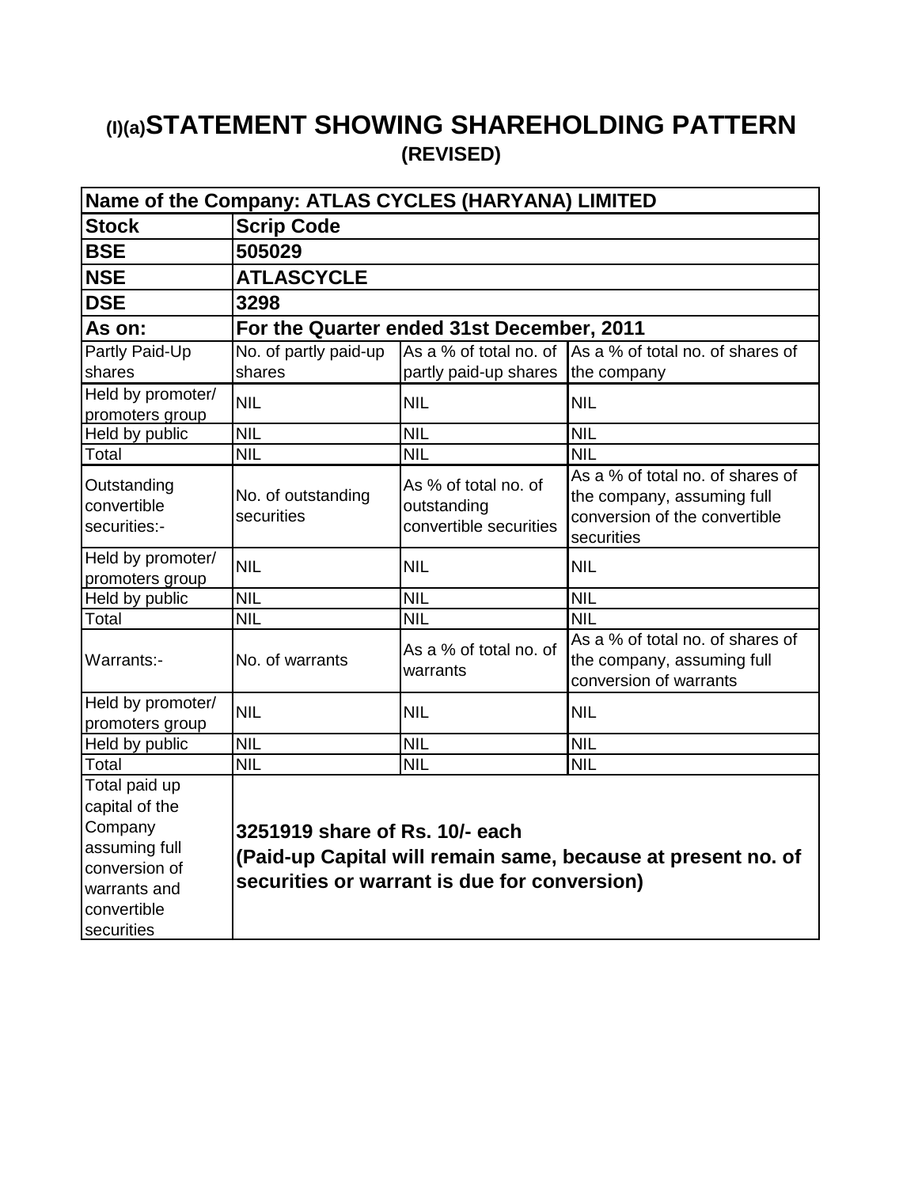# (I)(a)STATEMENT SHOWING SHAREHOLDING PATTERN
## (REVISED)

| **Name of the Company: ATLAS CYCLES (HARYANA) LIMITED** | | | |
|---|---|---|---|
| **Stock** | **Scrip Code** | | |
| **BSE** | **505029** | | |
| **NSE** | **ATLASCYCLE** | | |
| **DSE** | **3298** | | |
| **As on:** | **For the Quarter ended 31st December, 2011** | | |
| Partly Paid-Up shares | No. of partly paid-up shares | As a % of total no. of partly paid-up shares | As a % of total no. of shares of the company |
| Held by promoter/ promoters group | NIL | NIL | NIL |
| Held by public | NIL | NIL | NIL |
| Total | NIL | NIL | NIL |
| Outstanding convertible securities:- | No. of outstanding securities | As % of total no. of outstanding convertible securities | As a % of total no. of shares of the company, assuming full conversion of the convertible securities |
| Held by promoter/ promoters group | NIL | NIL | NIL |
| Held by public | NIL | NIL | NIL |
| Total | NIL | NIL | NIL |
| Warrants:- | No. of warrants | As a % of total no. of warrants | As a % of total no. of shares of the company, assuming full conversion of warrants |
| Held by promoter/ promoters group | NIL | NIL | NIL |
| Held by public | NIL | NIL | NIL |
| Total | NIL | NIL | NIL |
| Total paid up capital of the Company assuming full conversion of warrants and convertible securities | **3251919 share of Rs. 10/- each (Paid-up Capital will remain same, because at present no. of securities or warrant is due for conversion)** | | |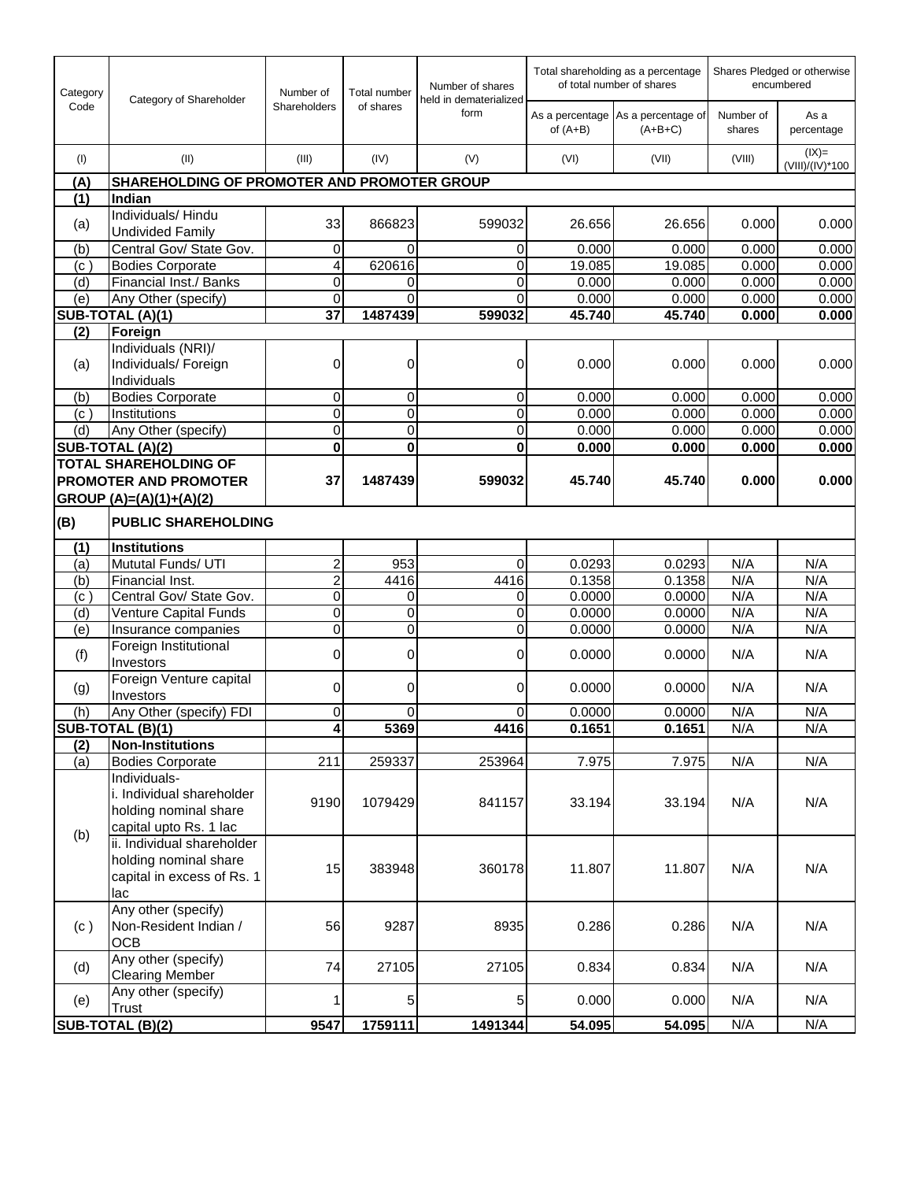| Category Code | Category of Shareholder | Number of Shareholders | Total number of shares | Number of shares held in dematerialized form | Total shareholding as a percentage of total number of shares | | Shares Pledged or otherwise encumbered | |
|---|---|---|---|---|---|---|---|---|
| | | | | | As a percentage of (A+B) | As a percentage of (A+B+C) | Number of shares | As a percentage |
| (I) | (II) | (III) | (IV) | (V) | (VI) | (VII) | (VIII) | (IX)= (VIII)/(IV)*100 |
| **(A)** | **SHAREHOLDING OF PROMOTER AND PROMOTER GROUP** | | | | | | | |
| **(1)** | **Indian** | | | | | | | |
| (a) | Individuals/ Hindu Undivided Family | 33 | 866823 | 599032 | 26.656 | 26.656 | 0.000 | 0.000 |
| (b) | Central Gov/ State Gov. | 0 | 0 | 0 | 0.000 | 0.000 | 0.000 | 0.000 |
| (c ) | Bodies Corporate | 4 | 620616 | 0 | 19.085 | 19.085 | 0.000 | 0.000 |
| (d) | Financial Inst./ Banks | 0 | 0 | 0 | 0.000 | 0.000 | 0.000 | 0.000 |
| (e) | Any Other (specify) | 0 | 0 | 0 | 0.000 | 0.000 | 0.000 | 0.000 |
| **SUB-TOTAL (A)(1)** | | **37** | **1487439** | **599032** | **45.740** | **45.740** | **0.000** | **0.000** |
| **(2)** | **Foreign** | | | | | | | |
| (a) | Individuals (NRI)/ Individuals/ Foreign Individuals | 0 | 0 | 0 | 0.000 | 0.000 | 0.000 | 0.000 |
| (b) | Bodies Corporate | 0 | 0 | 0 | 0.000 | 0.000 | 0.000 | 0.000 |
| (c ) | Institutions | 0 | 0 | 0 | 0.000 | 0.000 | 0.000 | 0.000 |
| (d) | Any Other (specify) | 0 | 0 | 0 | 0.000 | 0.000 | 0.000 | 0.000 |
| **SUB-TOTAL (A)(2)** | | **0** | **0** | **0** | **0.000** | **0.000** | **0.000** | **0.000** |
| **TOTAL SHAREHOLDING OF PROMOTER AND PROMOTER GROUP (A)=(A)(1)+(A)(2)** | | **37** | **1487439** | **599032** | **45.740** | **45.740** | **0.000** | **0.000** |
| **(B)** | **PUBLIC SHAREHOLDING** | | | | | | | |
| **(1)** | **Institutions** | | | | | | | |
| (a) | Mututal Funds/ UTI | 2 | 953 | 0 | 0.0293 | 0.0293 | N/A | N/A |
| (b) | Financial Inst. | 2 | 4416 | 4416 | 0.1358 | 0.1358 | N/A | N/A |
| (c ) | Central Gov/ State Gov. | 0 | 0 | 0 | 0.0000 | 0.0000 | N/A | N/A |
| (d) | Venture Capital Funds | 0 | 0 | 0 | 0.0000 | 0.0000 | N/A | N/A |
| (e) | Insurance companies | 0 | 0 | 0 | 0.0000 | 0.0000 | N/A | N/A |
| (f) | Foreign Institutional Investors | 0 | 0 | 0 | 0.0000 | 0.0000 | N/A | N/A |
| (g) | Foreign Venture capital Investors | 0 | 0 | 0 | 0.0000 | 0.0000 | N/A | N/A |
| (h) | Any Other (specify) FDI | 0 | 0 | 0 | 0.0000 | 0.0000 | N/A | N/A |
| **SUB-TOTAL (B)(1)** | | **4** | **5369** | **4416** | **0.1651** | **0.1651** | N/A | N/A |
| **(2)** | **Non-Institutions** | | | | | | | |
| (a) | Bodies Corporate | 211 | 259337 | 253964 | 7.975 | 7.975 | N/A | N/A |
| (b) | Individuals- i. Individual shareholder holding nominal share capital upto Rs. 1 lac | 9190 | 1079429 | 841157 | 33.194 | 33.194 | N/A | N/A |
| | ii. Individual shareholder holding nominal share capital in excess of Rs. 1 lac | 15 | 383948 | 360178 | 11.807 | 11.807 | N/A | N/A |
| (c ) | Any other (specify) Non-Resident Indian / OCB | 56 | 9287 | 8935 | 0.286 | 0.286 | N/A | N/A |
| (d) | Any other (specify) Clearing Member | 74 | 27105 | 27105 | 0.834 | 0.834 | N/A | N/A |
| (e) | Any other (specify) Trust | 1 | 5 | 5 | 0.000 | 0.000 | N/A | N/A |
| **SUB-TOTAL (B)(2)** | | **9547** | **1759111** | **1491344** | **54.095** | **54.095** | N/A | N/A |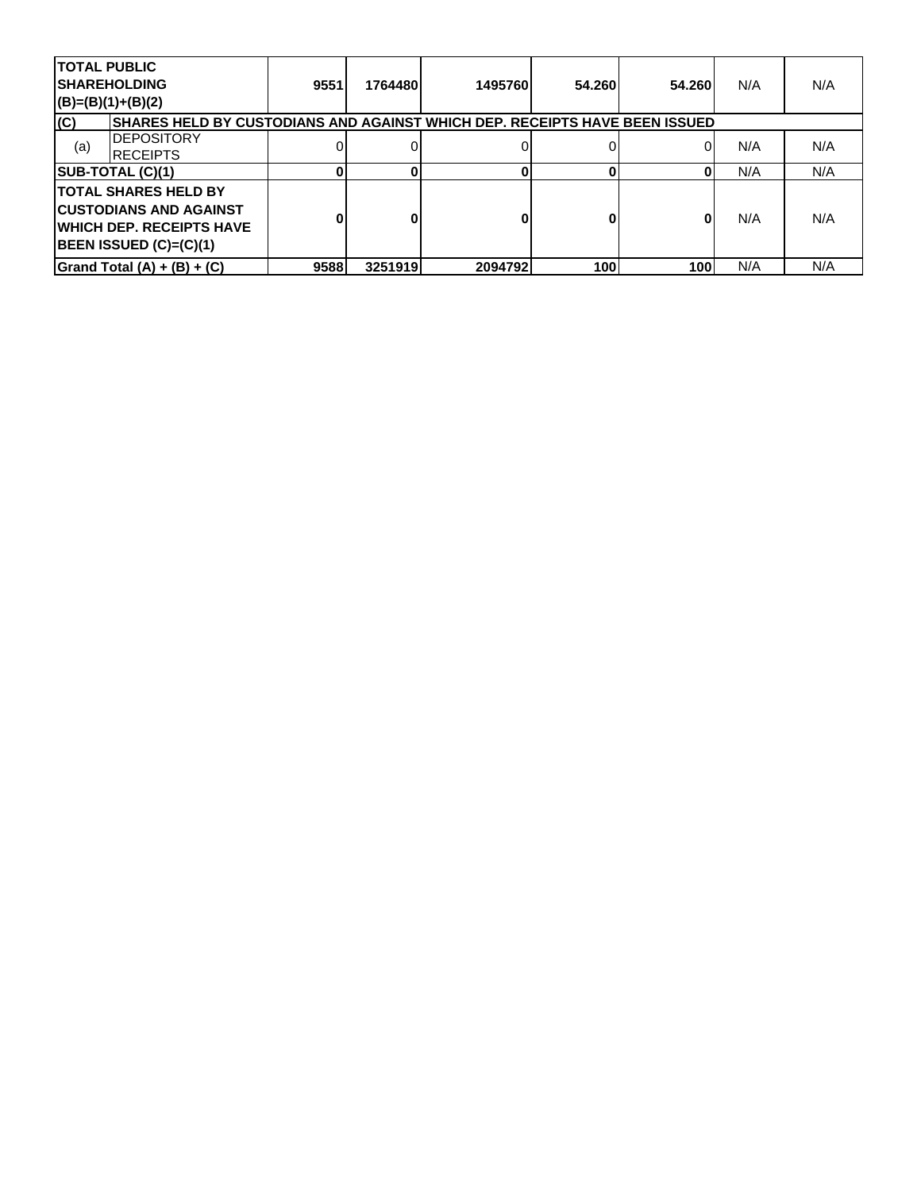| | | | | | | | | |
|---|---|---|---|---|---|---|---|---|
| **TOTAL PUBLIC SHAREHOLDING (B)=(B)(1)+(B)(2)** | | **9551** | **1764480** | **1495760** | **54.260** | **54.260** | N/A | N/A |
| **(C)** | **SHARES HELD BY CUSTODIANS AND AGAINST WHICH DEP. RECEIPTS HAVE BEEN ISSUED** | | | | | | | |
| (a) | DEPOSITORY RECEIPTS | 0 | 0 | 0 | 0 | 0 | N/A | N/A |
| **SUB-TOTAL (C)(1)** | | **0** | **0** | **0** | **0** | **0** | N/A | N/A |
| **TOTAL SHARES HELD BY CUSTODIANS AND AGAINST WHICH DEP. RECEIPTS HAVE BEEN ISSUED (C)=(C)(1)** | | **0** | **0** | **0** | **0** | **0** | N/A | N/A |
| **Grand Total (A) + (B) + (C)** | | **9588** | **3251919** | **2094792** | **100** | **100** | N/A | N/A |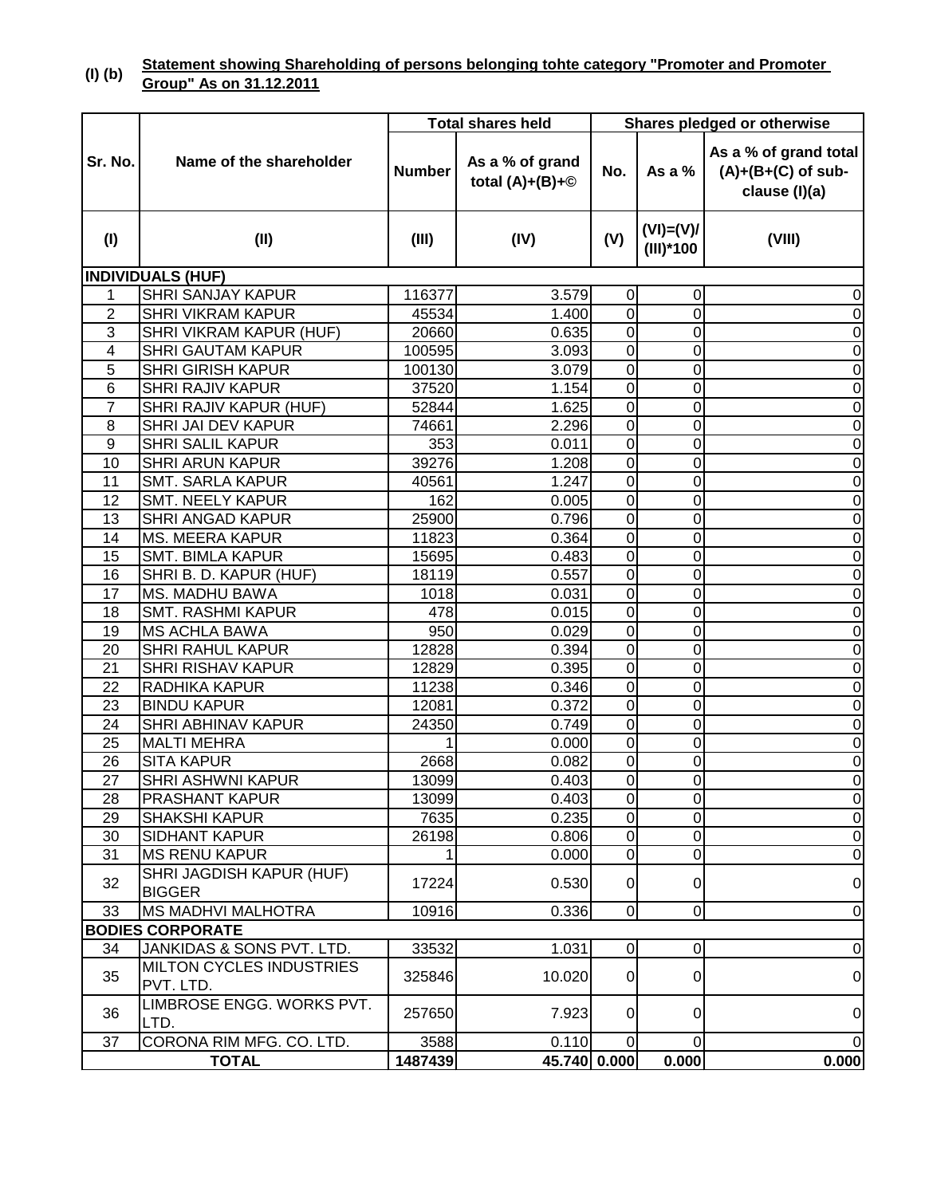**(I) (b)** **Statement showing Shareholding of persons belonging tohte category "Promoter and Promoter Group" As on 31.12.2011**

| Sr. No. | Name of the shareholder | Total shares held | | Shares pledged or otherwise | | |
|---|---|---|---|---|---|---|
| | | Number | As a % of grand total (A)+(B)+© | No. | As a % | As a % of grand total (A)+(B+(C) of sub-clause (I)(a) |
| (I) | (II) | (III) | (IV) | (V) | (VI)=(V)/(III)*100 | (VIII) |
| **INDIVIDUALS (HUF)** | | | | | | |
| 1 | SHRI SANJAY KAPUR | 116377 | 3.579 | 0 | 0 | 0 |
| 2 | SHRI VIKRAM KAPUR | 45534 | 1.400 | 0 | 0 | 0 |
| 3 | SHRI VIKRAM KAPUR (HUF) | 20660 | 0.635 | 0 | 0 | 0 |
| 4 | SHRI GAUTAM KAPUR | 100595 | 3.093 | 0 | 0 | 0 |
| 5 | SHRI GIRISH KAPUR | 100130 | 3.079 | 0 | 0 | 0 |
| 6 | SHRI RAJIV KAPUR | 37520 | 1.154 | 0 | 0 | 0 |
| 7 | SHRI RAJIV KAPUR (HUF) | 52844 | 1.625 | 0 | 0 | 0 |
| 8 | SHRI JAI DEV KAPUR | 74661 | 2.296 | 0 | 0 | 0 |
| 9 | SHRI SALIL KAPUR | 353 | 0.011 | 0 | 0 | 0 |
| 10 | SHRI ARUN KAPUR | 39276 | 1.208 | 0 | 0 | 0 |
| 11 | SMT. SARLA KAPUR | 40561 | 1.247 | 0 | 0 | 0 |
| 12 | SMT. NEELY KAPUR | 162 | 0.005 | 0 | 0 | 0 |
| 13 | SHRI ANGAD KAPUR | 25900 | 0.796 | 0 | 0 | 0 |
| 14 | MS. MEERA KAPUR | 11823 | 0.364 | 0 | 0 | 0 |
| 15 | SMT. BIMLA KAPUR | 15695 | 0.483 | 0 | 0 | 0 |
| 16 | SHRI B. D. KAPUR (HUF) | 18119 | 0.557 | 0 | 0 | 0 |
| 17 | MS. MADHU BAWA | 1018 | 0.031 | 0 | 0 | 0 |
| 18 | SMT. RASHMI KAPUR | 478 | 0.015 | 0 | 0 | 0 |
| 19 | MS ACHLA BAWA | 950 | 0.029 | 0 | 0 | 0 |
| 20 | SHRI RAHUL KAPUR | 12828 | 0.394 | 0 | 0 | 0 |
| 21 | SHRI RISHAV KAPUR | 12829 | 0.395 | 0 | 0 | 0 |
| 22 | RADHIKA KAPUR | 11238 | 0.346 | 0 | 0 | 0 |
| 23 | BINDU KAPUR | 12081 | 0.372 | 0 | 0 | 0 |
| 24 | SHRI ABHINAV KAPUR | 24350 | 0.749 | 0 | 0 | 0 |
| 25 | MALTI MEHRA | 1 | 0.000 | 0 | 0 | 0 |
| 26 | SITA KAPUR | 2668 | 0.082 | 0 | 0 | 0 |
| 27 | SHRI ASHWNI KAPUR | 13099 | 0.403 | 0 | 0 | 0 |
| 28 | PRASHANT KAPUR | 13099 | 0.403 | 0 | 0 | 0 |
| 29 | SHAKSHI KAPUR | 7635 | 0.235 | 0 | 0 | 0 |
| 30 | SIDHANT KAPUR | 26198 | 0.806 | 0 | 0 | 0 |
| 31 | MS RENU KAPUR | 1 | 0.000 | 0 | 0 | 0 |
| 32 | SHRI JAGDISH KAPUR (HUF) BIGGER | 17224 | 0.530 | 0 | 0 | 0 |
| 33 | MS MADHVI MALHOTRA | 10916 | 0.336 | 0 | 0 | 0 |
| **BODIES CORPORATE** | | | | | | |
| 34 | JANKIDAS & SONS PVT. LTD. | 33532 | 1.031 | 0 | 0 | 0 |
| 35 | MILTON CYCLES INDUSTRIES PVT. LTD. | 325846 | 10.020 | 0 | 0 | 0 |
| 36 | LIMBROSE ENGG. WORKS PVT. LTD. | 257650 | 7.923 | 0 | 0 | 0 |
| 37 | CORONA RIM MFG. CO. LTD. | 3588 | 0.110 | 0 | 0 | 0 |
| | **TOTAL** | **1487439** | **45.740** | **0.000** | **0.000** | **0.000** |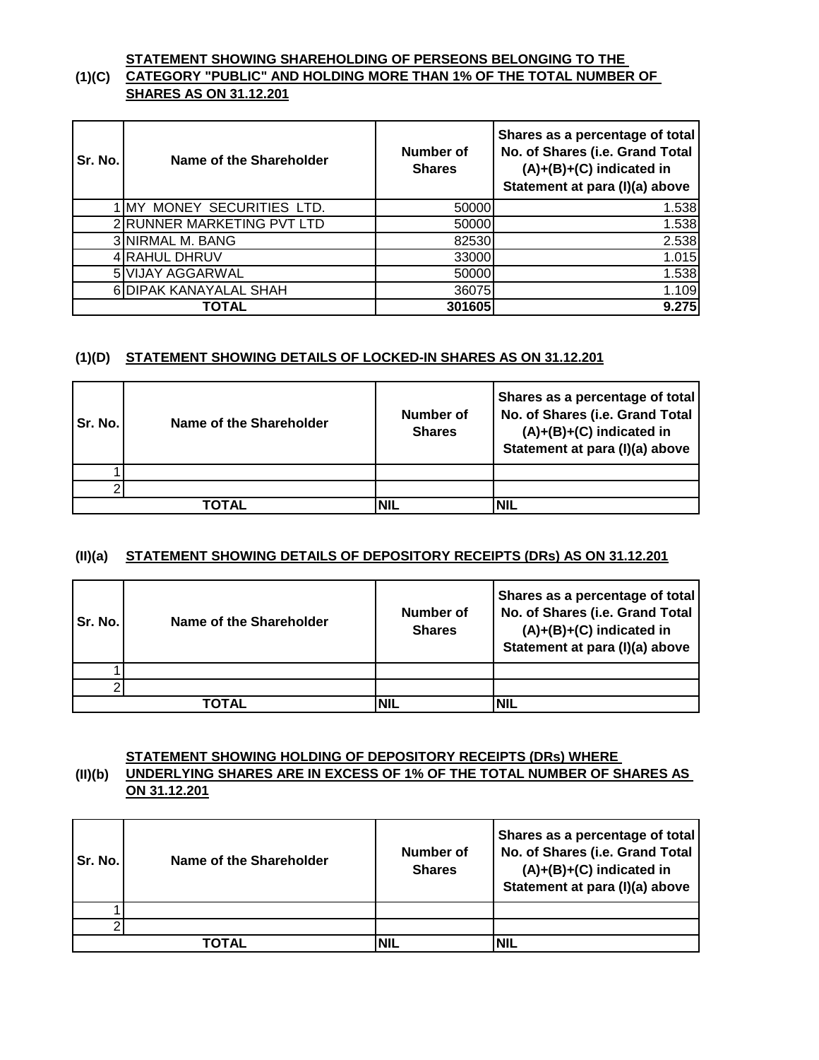**(1)(C) STATEMENT SHOWING SHAREHOLDING OF PERSEONS BELONGING TO THE CATEGORY "PUBLIC" AND HOLDING MORE THAN 1% OF THE TOTAL NUMBER OF SHARES AS ON 31.12.201**

| Sr. No. | Name of the Shareholder | Number of Shares | Shares as a percentage of total No. of Shares (i.e. Grand Total (A)+(B)+(C) indicated in Statement at para (I)(a) above |
|---|---|---|---|
| 1 | MY MONEY SECURITIES LTD. | 50000 | 1.538 |
| 2 | RUNNER MARKETING PVT LTD | 50000 | 1.538 |
| 3 | NIRMAL M. BANG | 82530 | 2.538 |
| 4 | RAHUL DHRUV | 33000 | 1.015 |
| 5 | VIJAY AGGARWAL | 50000 | 1.538 |
| 6 | DIPAK KANAYALAL SHAH | 36075 | 1.109 |
| | **TOTAL** | **301605** | **9.275** |

**(1)(D) STATEMENT SHOWING DETAILS OF LOCKED-IN SHARES AS ON 31.12.201**

| Sr. No. | Name of the Shareholder | Number of Shares | Shares as a percentage of total No. of Shares (i.e. Grand Total (A)+(B)+(C) indicated in Statement at para (I)(a) above |
|---|---|---|---|
| 1 | | | |
| 2 | | | |
| | **TOTAL** | **NIL** | **NIL** |

**(II)(a) STATEMENT SHOWING DETAILS OF DEPOSITORY RECEIPTS (DRs) AS ON 31.12.201**

| Sr. No. | Name of the Shareholder | Number of Shares | Shares as a percentage of total No. of Shares (i.e. Grand Total (A)+(B)+(C) indicated in Statement at para (I)(a) above |
|---|---|---|---|
| 1 | | | |
| 2 | | | |
| | **TOTAL** | **NIL** | **NIL** |

**(II)(b) STATEMENT SHOWING HOLDING OF DEPOSITORY RECEIPTS (DRs) WHERE UNDERLYING SHARES ARE IN EXCESS OF 1% OF THE TOTAL NUMBER OF SHARES AS ON 31.12.201**

| Sr. No. | Name of the Shareholder | Number of Shares | Shares as a percentage of total No. of Shares (i.e. Grand Total (A)+(B)+(C) indicated in Statement at para (I)(a) above |
|---|---|---|---|
| 1 | | | |
| 2 | | | |
| | **TOTAL** | **NIL** | **NIL** |